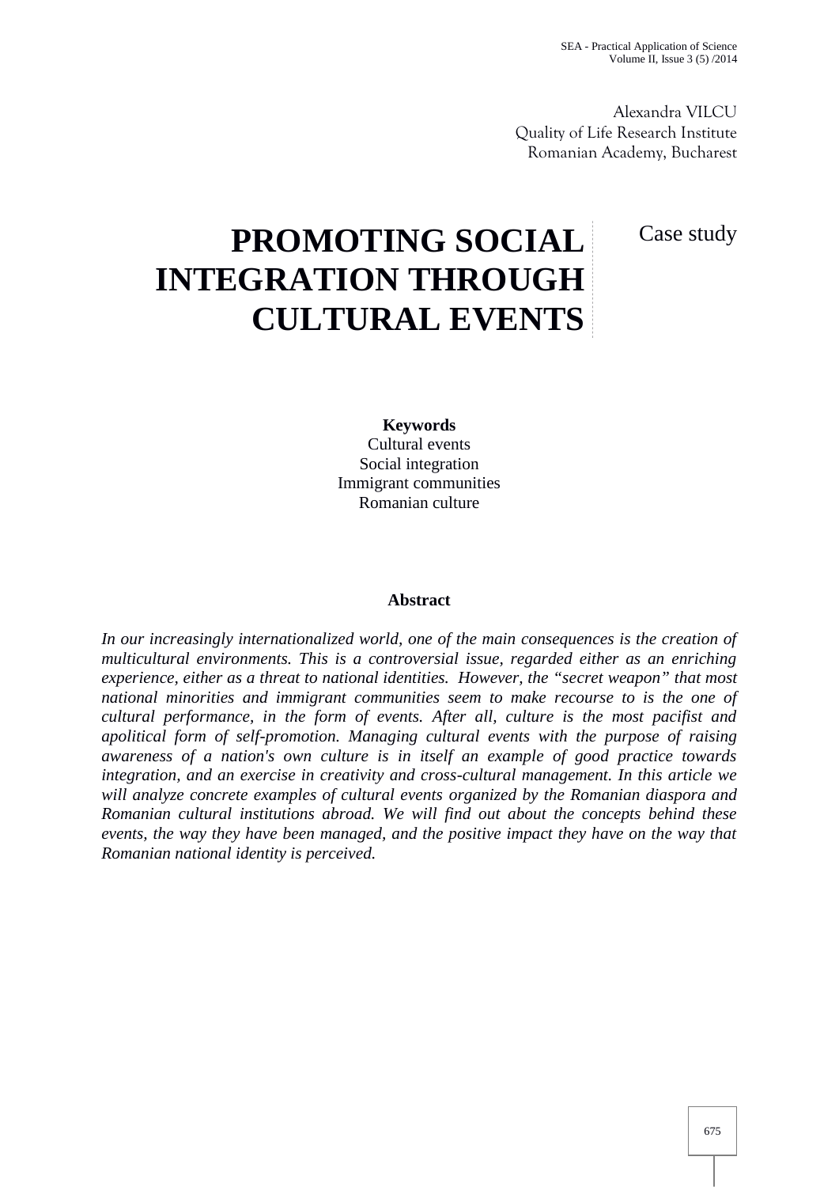Alexandra VILCU
Quality of Life Research Institute
Romanian Academy, Bucharest

# PROMOTING SOCIAL INTEGRATION THROUGH CULTURAL EVENTS

Case study

**Keywords**
Cultural events
Social integration
Immigrant communities
Romanian culture

**Abstract**

*In our increasingly internationalized world, one of the main consequences is the creation of multicultural environments. This is a controversial issue, regarded either as an enriching experience, either as a threat to national identities. However, the "secret weapon" that most national minorities and immigrant communities seem to make recourse to is the one of cultural performance, in the form of events. After all, culture is the most pacifist and apolitical form of self-promotion. Managing cultural events with the purpose of raising awareness of a nation's own culture is in itself an example of good practice towards integration, and an exercise in creativity and cross-cultural management. In this article we will analyze concrete examples of cultural events organized by the Romanian diaspora and Romanian cultural institutions abroad. We will find out about the concepts behind these events, the way they have been managed, and the positive impact they have on the way that Romanian national identity is perceived.*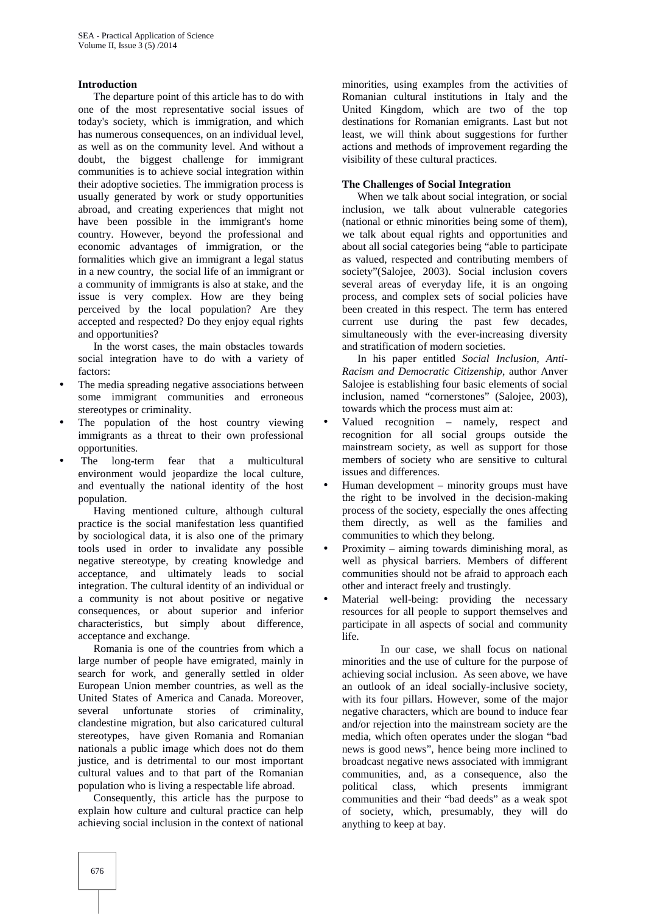## Introduction

The departure point of this article has to do with one of the most representative social issues of today's society, which is immigration, and which has numerous consequences, on an individual level, as well as on the community level. And without a doubt, the biggest challenge for immigrant communities is to achieve social integration within their adoptive societies. The immigration process is usually generated by work or study opportunities abroad, and creating experiences that might not have been possible in the immigrant's home country. However, beyond the professional and economic advantages of immigration, or the formalities which give an immigrant a legal status in a new country, the social life of an immigrant or a community of immigrants is also at stake, and the issue is very complex. How are they being perceived by the local population? Are they accepted and respected? Do they enjoy equal rights and opportunities?

In the worst cases, the main obstacles towards social integration have to do with a variety of factors:

- The media spreading negative associations between some immigrant communities and erroneous stereotypes or criminality.
- The population of the host country viewing immigrants as a threat to their own professional opportunities.
- The long-term fear that a multicultural environment would jeopardize the local culture, and eventually the national identity of the host population.

Having mentioned culture, although cultural practice is the social manifestation less quantified by sociological data, it is also one of the primary tools used in order to invalidate any possible negative stereotype, by creating knowledge and acceptance, and ultimately leads to social integration. The cultural identity of an individual or a community is not about positive or negative consequences, or about superior and inferior characteristics, but simply about difference, acceptance and exchange.

Romania is one of the countries from which a large number of people have emigrated, mainly in search for work, and generally settled in older European Union member countries, as well as the United States of America and Canada. Moreover, several unfortunate stories of criminality, clandestine migration, but also caricatured cultural stereotypes, have given Romania and Romanian nationals a public image which does not do them justice, and is detrimental to our most important cultural values and to that part of the Romanian population who is living a respectable life abroad.

Consequently, this article has the purpose to explain how culture and cultural practice can help achieving social inclusion in the context of national minorities, using examples from the activities of Romanian cultural institutions in Italy and the United Kingdom, which are two of the top destinations for Romanian emigrants. Last but not least, we will think about suggestions for further actions and methods of improvement regarding the visibility of these cultural practices.

## The Challenges of Social Integration

When we talk about social integration, or social inclusion, we talk about vulnerable categories (national or ethnic minorities being some of them), we talk about equal rights and opportunities and about all social categories being "able to participate as valued, respected and contributing members of society"(Salojee, 2003). Social inclusion covers several areas of everyday life, it is an ongoing process, and complex sets of social policies have been created in this respect. The term has entered current use during the past few decades, simultaneously with the ever-increasing diversity and stratification of modern societies.

In his paper entitled *Social Inclusion, Anti-Racism and Democratic Citizenship*, author Anver Salojee is establishing four basic elements of social inclusion, named "cornerstones" (Salojee, 2003), towards which the process must aim at:

- Valued recognition – namely, respect and recognition for all social groups outside the mainstream society, as well as support for those members of society who are sensitive to cultural issues and differences.
- Human development – minority groups must have the right to be involved in the decision-making process of the society, especially the ones affecting them directly, as well as the families and communities to which they belong.
- Proximity – aiming towards diminishing moral, as well as physical barriers. Members of different communities should not be afraid to approach each other and interact freely and trustingly.
- Material well-being: providing the necessary resources for all people to support themselves and participate in all aspects of social and community life.

In our case, we shall focus on national minorities and the use of culture for the purpose of achieving social inclusion. As seen above, we have an outlook of an ideal socially-inclusive society, with its four pillars. However, some of the major negative characters, which are bound to induce fear and/or rejection into the mainstream society are the media, which often operates under the slogan "bad news is good news", hence being more inclined to broadcast negative news associated with immigrant communities, and, as a consequence, also the political class, which presents immigrant communities and their "bad deeds" as a weak spot of society, which, presumably, they will do anything to keep at bay.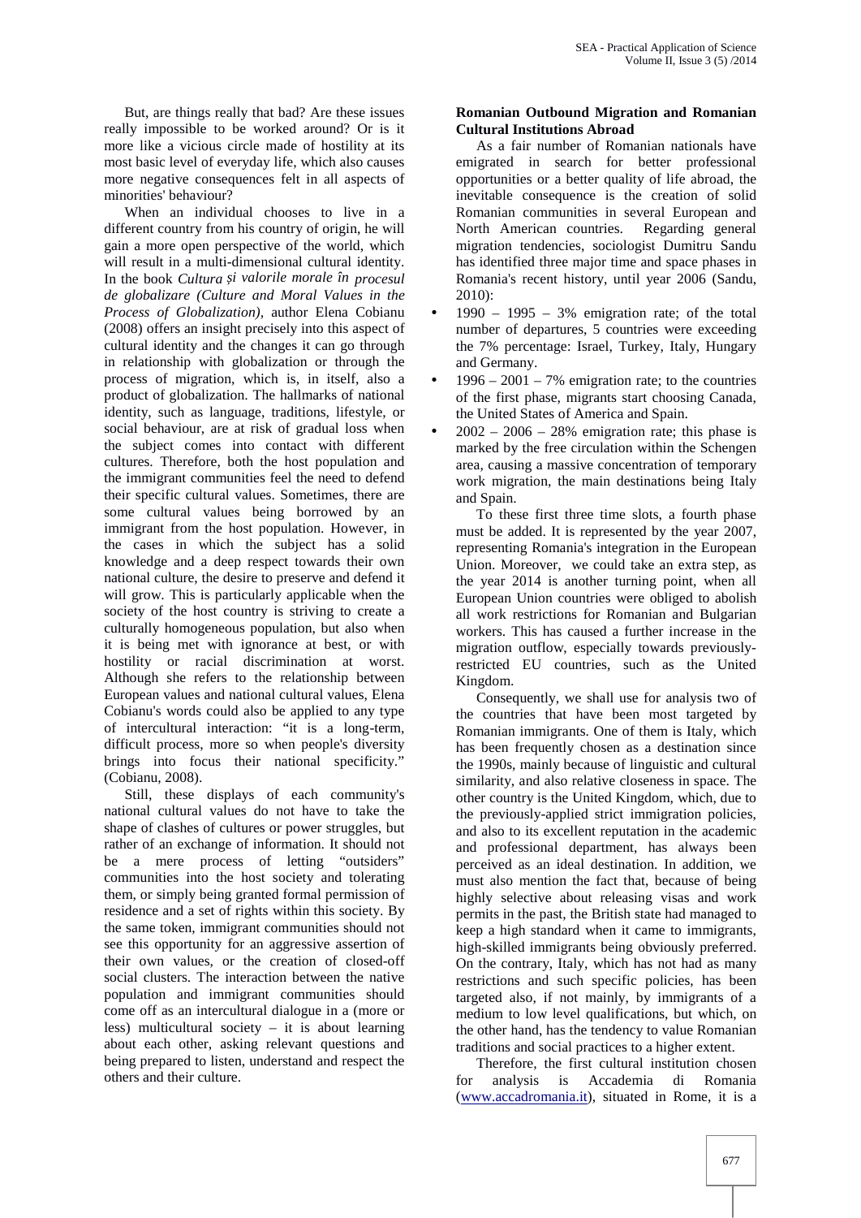But, are things really that bad? Are these issues really impossible to be worked around? Or is it more like a vicious circle made of hostility at its most basic level of everyday life, which also causes more negative consequences felt in all aspects of minorities' behaviour?

When an individual chooses to live in a different country from his country of origin, he will gain a more open perspective of the world, which will result in a multi-dimensional cultural identity. In the book *Cultura și valorile morale în procesul de globalizare (Culture and Moral Values in the Process of Globalization)*, author Elena Cobianu (2008) offers an insight precisely into this aspect of cultural identity and the changes it can go through in relationship with globalization or through the process of migration, which is, in itself, also a product of globalization. The hallmarks of national identity, such as language, traditions, lifestyle, or social behaviour, are at risk of gradual loss when the subject comes into contact with different cultures. Therefore, both the host population and the immigrant communities feel the need to defend their specific cultural values. Sometimes, there are some cultural values being borrowed by an immigrant from the host population. However, in the cases in which the subject has a solid knowledge and a deep respect towards their own national culture, the desire to preserve and defend it will grow. This is particularly applicable when the society of the host country is striving to create a culturally homogeneous population, but also when it is being met with ignorance at best, or with hostility or racial discrimination at worst. Although she refers to the relationship between European values and national cultural values, Elena Cobianu's words could also be applied to any type of intercultural interaction: "it is a long-term, difficult process, more so when people's diversity brings into focus their national specificity." (Cobianu, 2008).

Still, these displays of each community's national cultural values do not have to take the shape of clashes of cultures or power struggles, but rather of an exchange of information. It should not be a mere process of letting "outsiders" communities into the host society and tolerating them, or simply being granted formal permission of residence and a set of rights within this society. By the same token, immigrant communities should not see this opportunity for an aggressive assertion of their own values, or the creation of closed-off social clusters. The interaction between the native population and immigrant communities should come off as an intercultural dialogue in a (more or less) multicultural society – it is about learning about each other, asking relevant questions and being prepared to listen, understand and respect the others and their culture.

**Romanian Outbound Migration and Romanian Cultural Institutions Abroad**

As a fair number of Romanian nationals have emigrated in search for better professional opportunities or a better quality of life abroad, the inevitable consequence is the creation of solid Romanian communities in several European and North American countries. Regarding general migration tendencies, sociologist Dumitru Sandu has identified three major time and space phases in Romania's recent history, until year 2006 (Sandu, 2010):

- 1990 – 1995 – 3% emigration rate; of the total number of departures, 5 countries were exceeding the 7% percentage: Israel, Turkey, Italy, Hungary and Germany.
- 1996 – 2001 – 7% emigration rate; to the countries of the first phase, migrants start choosing Canada, the United States of America and Spain.
- 2002 – 2006 – 28% emigration rate; this phase is marked by the free circulation within the Schengen area, causing a massive concentration of temporary work migration, the main destinations being Italy and Spain.

To these first three time slots, a fourth phase must be added. It is represented by the year 2007, representing Romania's integration in the European Union. Moreover, we could take an extra step, as the year 2014 is another turning point, when all European Union countries were obliged to abolish all work restrictions for Romanian and Bulgarian workers. This has caused a further increase in the migration outflow, especially towards previously-restricted EU countries, such as the United Kingdom.

Consequently, we shall use for analysis two of the countries that have been most targeted by Romanian immigrants. One of them is Italy, which has been frequently chosen as a destination since the 1990s, mainly because of linguistic and cultural similarity, and also relative closeness in space. The other country is the United Kingdom, which, due to the previously-applied strict immigration policies, and also to its excellent reputation in the academic and professional department, has always been perceived as an ideal destination. In addition, we must also mention the fact that, because of being highly selective about releasing visas and work permits in the past, the British state had managed to keep a high standard when it came to immigrants, high-skilled immigrants being obviously preferred. On the contrary, Italy, which has not had as many restrictions and such specific policies, has been targeted also, if not mainly, by immigrants of a medium to low level qualifications, but which, on the other hand, has the tendency to value Romanian traditions and social practices to a higher extent.

Therefore, the first cultural institution chosen for analysis is Accademia di Romania (www.accadromania.it), situated in Rome, it is a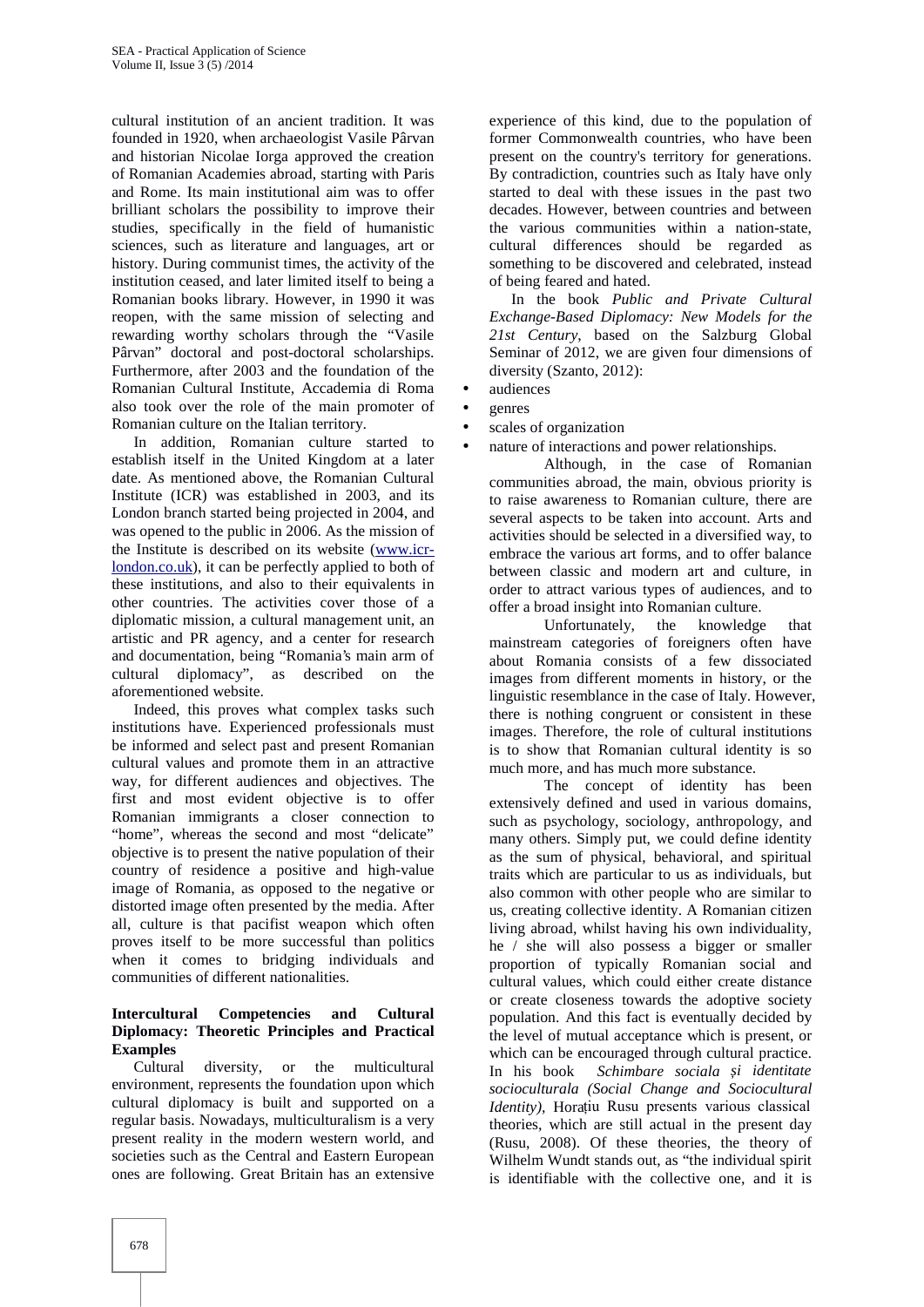cultural institution of an ancient tradition. It was founded in 1920, when archaeologist Vasile Pârvan and historian Nicolae Iorga approved the creation of Romanian Academies abroad, starting with Paris and Rome. Its main institutional aim was to offer brilliant scholars the possibility to improve their studies, specifically in the field of humanistic sciences, such as literature and languages, art or history. During communist times, the activity of the institution ceased, and later limited itself to being a Romanian books library. However, in 1990 it was reopen, with the same mission of selecting and rewarding worthy scholars through the "Vasile Pârvan" doctoral and post-doctoral scholarships. Furthermore, after 2003 and the foundation of the Romanian Cultural Institute, Accademia di Roma also took over the role of the main promoter of Romanian culture on the Italian territory.

In addition, Romanian culture started to establish itself in the United Kingdom at a later date. As mentioned above, the Romanian Cultural Institute (ICR) was established in 2003, and its London branch started being projected in 2004, and was opened to the public in 2006. As the mission of the Institute is described on its website (www.icr-london.co.uk), it can be perfectly applied to both of these institutions, and also to their equivalents in other countries. The activities cover those of a diplomatic mission, a cultural management unit, an artistic and PR agency, and a center for research and documentation, being "Romania's main arm of cultural diplomacy", as described on the aforementioned website.

Indeed, this proves what complex tasks such institutions have. Experienced professionals must be informed and select past and present Romanian cultural values and promote them in an attractive way, for different audiences and objectives. The first and most evident objective is to offer Romanian immigrants a closer connection to "home", whereas the second and most "delicate" objective is to present the native population of their country of residence a positive and high-value image of Romania, as opposed to the negative or distorted image often presented by the media. After all, culture is that pacifist weapon which often proves itself to be more successful than politics when it comes to bridging individuals and communities of different nationalities.

## Intercultural Competencies and Cultural Diplomacy: Theoretic Principles and Practical Examples

Cultural diversity, or the multicultural environment, represents the foundation upon which cultural diplomacy is built and supported on a regular basis. Nowadays, multiculturalism is a very present reality in the modern western world, and societies such as the Central and Eastern European ones are following. Great Britain has an extensive experience of this kind, due to the population of former Commonwealth countries, who have been present on the country's territory for generations. By contradiction, countries such as Italy have only started to deal with these issues in the past two decades. However, between countries and between the various communities within a nation-state, cultural differences should be regarded as something to be discovered and celebrated, instead of being feared and hated.

In the book *Public and Private Cultural Exchange-Based Diplomacy: New Models for the 21st Century*, based on the Salzburg Global Seminar of 2012, we are given four dimensions of diversity (Szanto, 2012):

- audiences
- genres
- scales of organization
- nature of interactions and power relationships.

Although, in the case of Romanian communities abroad, the main, obvious priority is to raise awareness to Romanian culture, there are several aspects to be taken into account. Arts and activities should be selected in a diversified way, to embrace the various art forms, and to offer balance between classic and modern art and culture, in order to attract various types of audiences, and to offer a broad insight into Romanian culture.

Unfortunately, the knowledge that mainstream categories of foreigners often have about Romania consists of a few dissociated images from different moments in history, or the linguistic resemblance in the case of Italy. However, there is nothing congruent or consistent in these images. Therefore, the role of cultural institutions is to show that Romanian cultural identity is so much more, and has much more substance.

The concept of identity has been extensively defined and used in various domains, such as psychology, sociology, anthropology, and many others. Simply put, we could define identity as the sum of physical, behavioral, and spiritual traits which are particular to us as individuals, but also common with other people who are similar to us, creating collective identity. A Romanian citizen living abroad, whilst having his own individuality, he / she will also possess a bigger or smaller proportion of typically Romanian social and cultural values, which could either create distance or create closeness towards the adoptive society population. And this fact is eventually decided by the level of mutual acceptance which is present, or which can be encouraged through cultural practice. In his book *Schimbare sociala și identitate socioculturala (Social Change and Sociocultural Identity)*, Horațiu Rusu presents various classical theories, which are still actual in the present day (Rusu, 2008). Of these theories, the theory of Wilhelm Wundt stands out, as "the individual spirit is identifiable with the collective one, and it is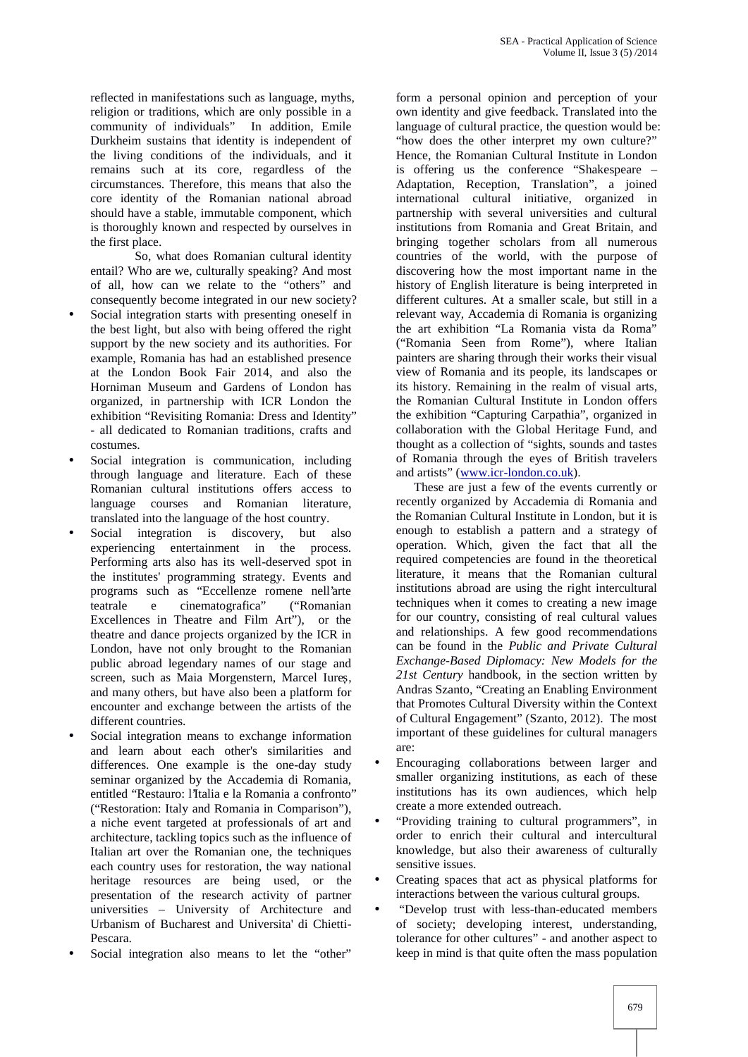reflected in manifestations such as language, myths, religion or traditions, which are only possible in a community of individuals" In addition, Emile Durkheim sustains that identity is independent of the living conditions of the individuals, and it remains such at its core, regardless of the circumstances. Therefore, this means that also the core identity of the Romanian national abroad should have a stable, immutable component, which is thoroughly known and respected by ourselves in the first place.

So, what does Romanian cultural identity entail? Who are we, culturally speaking? And most of all, how can we relate to the "others" and consequently become integrated in our new society?

- Social integration starts with presenting oneself in the best light, but also with being offered the right support by the new society and its authorities. For example, Romania has had an established presence at the London Book Fair 2014, and also the Horniman Museum and Gardens of London has organized, in partnership with ICR London the exhibition "Revisiting Romania: Dress and Identity" - all dedicated to Romanian traditions, crafts and costumes.
- Social integration is communication, including through language and literature. Each of these Romanian cultural institutions offers access to language courses and Romanian literature, translated into the language of the host country.
- Social integration is discovery, but also experiencing entertainment in the process. Performing arts also has its well-deserved spot in the institutes' programming strategy. Events and programs such as "Eccellenze romene nell'arte teatrale e cinematografica" ("Romanian Excellences in Theatre and Film Art"), or the theatre and dance projects organized by the ICR in London, have not only brought to the Romanian public abroad legendary names of our stage and screen, such as Maia Morgenstern, Marcel Iureș, and many others, but have also been a platform for encounter and exchange between the artists of the different countries.
- Social integration means to exchange information and learn about each other's similarities and differences. One example is the one-day study seminar organized by the Accademia di Romania, entitled "Restauro: l'Italia e la Romania a confronto" ("Restoration: Italy and Romania in Comparison"), a niche event targeted at professionals of art and architecture, tackling topics such as the influence of Italian art over the Romanian one, the techniques each country uses for restoration, the way national heritage resources are being used, or the presentation of the research activity of partner universities – University of Architecture and Urbanism of Bucharest and Universita' di Chieti-Pescara.
- Social integration also means to let the "other" form a personal opinion and perception of your own identity and give feedback. Translated into the language of cultural practice, the question would be: "how does the other interpret my own culture?" Hence, the Romanian Cultural Institute in London is offering us the conference "Shakespeare – Adaptation, Reception, Translation", a joined international cultural initiative, organized in partnership with several universities and cultural institutions from Romania and Great Britain, and bringing together scholars from all numerous countries of the world, with the purpose of discovering how the most important name in the history of English literature is being interpreted in different cultures. At a smaller scale, but still in a relevant way, Accademia di Romania is organizing the art exhibition "La Romania vista da Roma" ("Romania Seen from Rome"), where Italian painters are sharing through their works their visual view of Romania and its people, its landscapes or its history. Remaining in the realm of visual arts, the Romanian Cultural Institute in London offers the exhibition "Capturing Carpathia", organized in collaboration with the Global Heritage Fund, and thought as a collection of "sights, sounds and tastes of Romania through the eyes of British travelers and artists" (www.icr-london.co.uk).

These are just a few of the events currently or recently organized by Accademia di Romania and the Romanian Cultural Institute in London, but it is enough to establish a pattern and a strategy of operation. Which, given the fact that all the required competencies are found in the theoretical literature, it means that the Romanian cultural institutions abroad are using the right intercultural techniques when it comes to creating a new image for our country, consisting of real cultural values and relationships. A few good recommendations can be found in the *Public and Private Cultural Exchange-Based Diplomacy: New Models for the 21st Century* handbook, in the section written by Andras Szanto, "Creating an Enabling Environment that Promotes Cultural Diversity within the Context of Cultural Engagement" (Szanto, 2012). The most important of these guidelines for cultural managers are:

- Encouraging collaborations between larger and smaller organizing institutions, as each of these institutions has its own audiences, which help create a more extended outreach.
- "Providing training to cultural programmers", in order to enrich their cultural and intercultural knowledge, but also their awareness of culturally sensitive issues.
- Creating spaces that act as physical platforms for interactions between the various cultural groups.
- "Develop trust with less-than-educated members of society; developing interest, understanding, tolerance for other cultures" - and another aspect to keep in mind is that quite often the mass population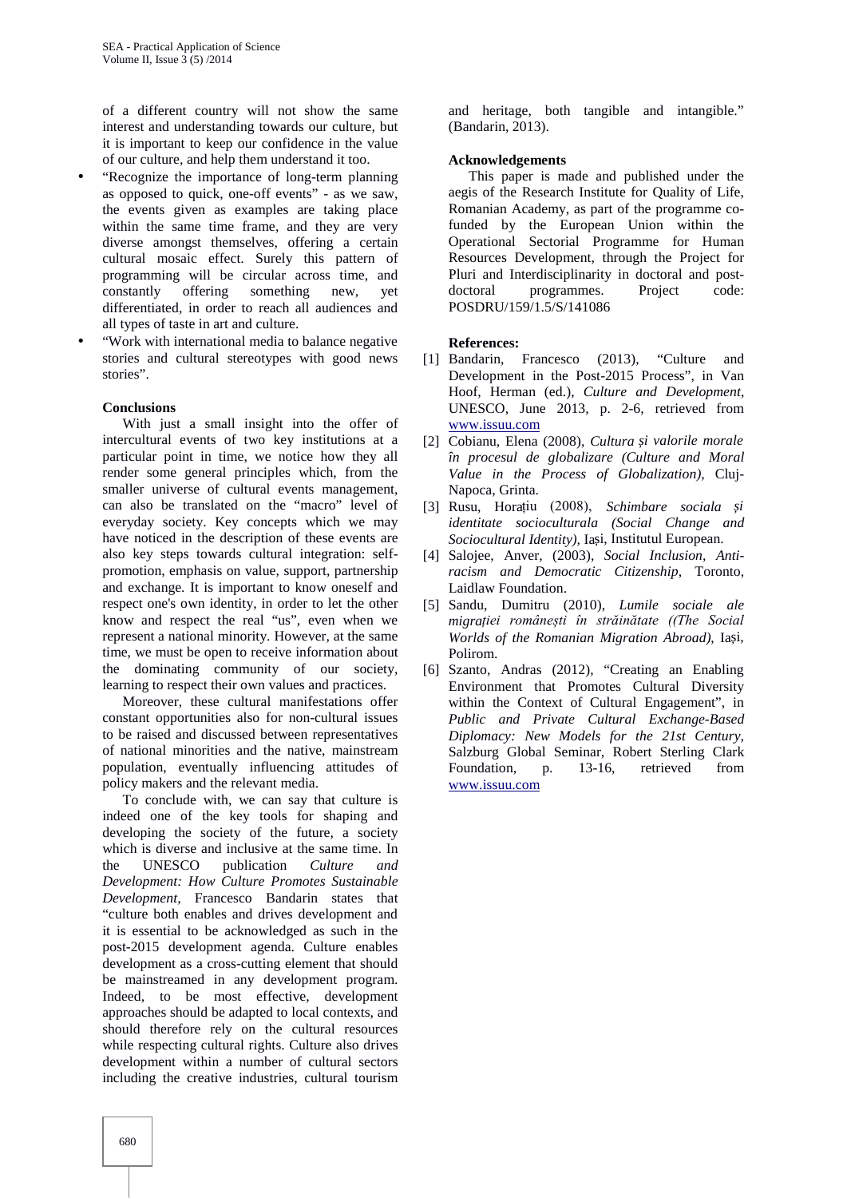of a different country will not show the same interest and understanding towards our culture, but it is important to keep our confidence in the value of our culture, and help them understand it too.

- "Recognize the importance of long-term planning as opposed to quick, one-off events" - as we saw, the events given as examples are taking place within the same time frame, and they are very diverse amongst themselves, offering a certain cultural mosaic effect. Surely this pattern of programming will be circular across time, and constantly offering something new, yet differentiated, in order to reach all audiences and all types of taste in art and culture.
- "Work with international media to balance negative stories and cultural stereotypes with good news stories".

**Conclusions**

With just a small insight into the offer of intercultural events of two key institutions at a particular point in time, we notice how they all render some general principles which, from the smaller universe of cultural events management, can also be translated on the "macro" level of everyday society. Key concepts which we may have noticed in the description of these events are also key steps towards cultural integration: self-promotion, emphasis on value, support, partnership and exchange. It is important to know oneself and respect one's own identity, in order to let the other know and respect the real "us", even when we represent a national minority. However, at the same time, we must be open to receive information about the dominating community of our society, learning to respect their own values and practices.

Moreover, these cultural manifestations offer constant opportunities also for non-cultural issues to be raised and discussed between representatives of national minorities and the native, mainstream population, eventually influencing attitudes of policy makers and the relevant media.

To conclude with, we can say that culture is indeed one of the key tools for shaping and developing the society of the future, a society which is diverse and inclusive at the same time. In the UNESCO publication *Culture and Development: How Culture Promotes Sustainable Development*, Francesco Bandarin states that "culture both enables and drives development and it is essential to be acknowledged as such in the post-2015 development agenda. Culture enables development as a cross-cutting element that should be mainstreamed in any development program. Indeed, to be most effective, development approaches should be adapted to local contexts, and should therefore rely on the cultural resources while respecting cultural rights. Culture also drives development within a number of cultural sectors including the creative industries, cultural tourism and heritage, both tangible and intangible." (Bandarin, 2013).

**Acknowledgements**

This paper is made and published under the aegis of the Research Institute for Quality of Life, Romanian Academy, as part of the programme co-funded by the European Union within the Operational Sectorial Programme for Human Resources Development, through the Project for Pluri and Interdisciplinarity in doctoral and post-doctoral programmes. Project code: POSDRU/159/1.5/S/141086

**References:**

[1] Bandarin, Francesco (2013), "Culture and Development in the Post-2015 Process", in Van Hoof, Herman (ed.), *Culture and Development*, UNESCO, June 2013, p. 2-6, retrieved from www.issuu.com

[2] Cobianu, Elena (2008), *Cultura și valorile morale în procesul de globalizare (Culture and Moral Value in the Process of Globalization)*, Cluj-Napoca, Grinta.

[3] Rusu, Horațiu (2008), *Schimbare sociala și identitate socioculturala (Social Change and Sociocultural Identity)*, Iași, Institutul European.

[4] Salojee, Anver, (2003), *Social Inclusion, Anti-racism and Democratic Citizenship*, Toronto, Laidlaw Foundation.

[5] Sandu, Dumitru (2010), *Lumile sociale ale migrației românești în străinătate ((The Social Worlds of the Romanian Migration Abroad)*, Iași, Polirom.

[6] Szanto, Andras (2012), "Creating an Enabling Environment that Promotes Cultural Diversity within the Context of Cultural Engagement", in *Public and Private Cultural Exchange-Based Diplomacy: New Models for the 21st Century*, Salzburg Global Seminar, Robert Sterling Clark Foundation, p. 13-16, retrieved from www.issuu.com